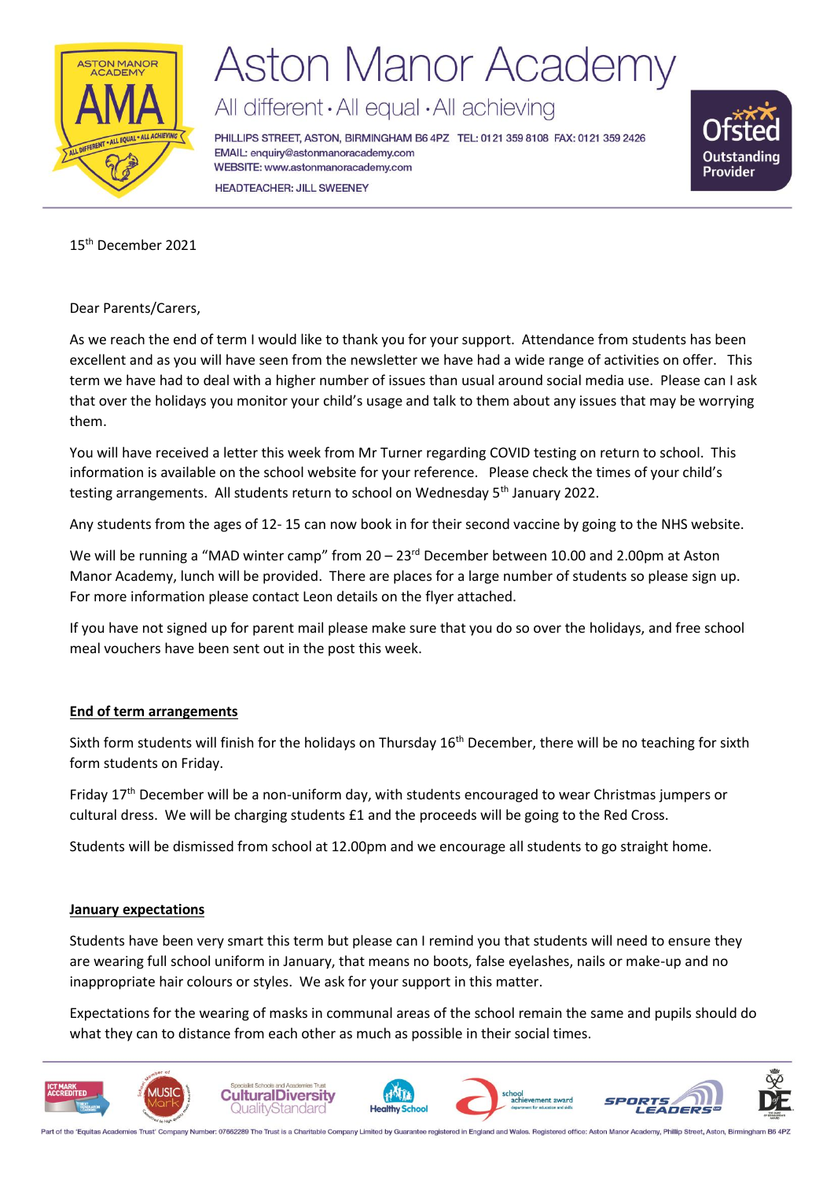# Aston Manor Academy

All different • All equal • All achieving

PHILLIPS STREET, ASTON, BIRMINGHAM B6 4PZ TEL: 0121 359 8108 FAX: 0121 359 2426
EMAIL: enquiry@astonmanoracademy.com
WEBSITE: www.astonmanoracademy.com

HEADTEACHER: JILL SWEENEY

15th December 2021

Dear Parents/Carers,

As we reach the end of term I would like to thank you for your support. Attendance from students has been excellent and as you will have seen from the newsletter we have had a wide range of activities on offer. This term we have had to deal with a higher number of issues than usual around social media use. Please can I ask that over the holidays you monitor your child's usage and talk to them about any issues that may be worrying them.

You will have received a letter this week from Mr Turner regarding COVID testing on return to school. This information is available on the school website for your reference. Please check the times of your child's testing arrangements. All students return to school on Wednesday 5th January 2022.

Any students from the ages of 12- 15 can now book in for their second vaccine by going to the NHS website.

We will be running a "MAD winter camp" from 20 – 23rd December between 10.00 and 2.00pm at Aston Manor Academy, lunch will be provided. There are places for a large number of students so please sign up. For more information please contact Leon details on the flyer attached.

If you have not signed up for parent mail please make sure that you do so over the holidays, and free school meal vouchers have been sent out in the post this week.

**End of term arrangements**

Sixth form students will finish for the holidays on Thursday 16th December, there will be no teaching for sixth form students on Friday.

Friday 17th December will be a non-uniform day, with students encouraged to wear Christmas jumpers or cultural dress. We will be charging students £1 and the proceeds will be going to the Red Cross.

Students will be dismissed from school at 12.00pm and we encourage all students to go straight home.

**January expectations**

Students have been very smart this term but please can I remind you that students will need to ensure they are wearing full school uniform in January, that means no boots, false eyelashes, nails or make-up and no inappropriate hair colours or styles. We ask for your support in this matter.

Expectations for the wearing of masks in communal areas of the school remain the same and pupils should do what they can to distance from each other as much as possible in their social times.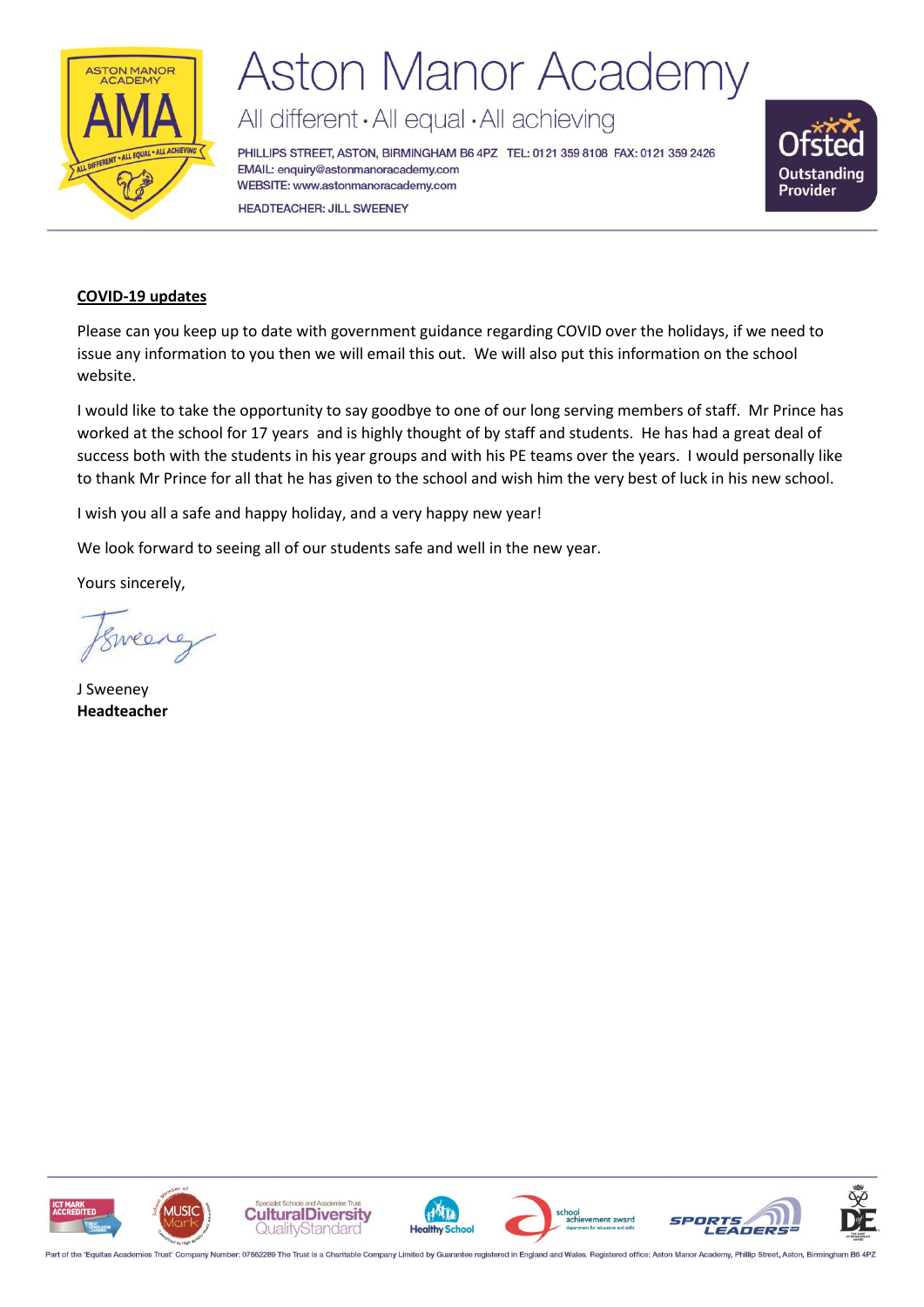**Aston Manor Academy**

All different • All equal • All achieving

PHILLIPS STREET, ASTON, BIRMINGHAM B6 4PZ TEL: 0121 359 8108 FAX: 0121 359 2426
EMAIL: enquiry@astonmanoracademy.com
WEBSITE: www.astonmanoracademy.com
HEADTEACHER: JILL SWEENEY

**COVID-19 updates**

Please can you keep up to date with government guidance regarding COVID over the holidays, if we need to issue any information to you then we will email this out. We will also put this information on the school website.

I would like to take the opportunity to say goodbye to one of our long serving members of staff. Mr Prince has worked at the school for 17 years and is highly thought of by staff and students. He has had a great deal of success both with the students in his year groups and with his PE teams over the years. I would personally like to thank Mr Prince for all that he has given to the school and wish him the very best of luck in his new school.

I wish you all a safe and happy holiday, and a very happy new year!

We look forward to seeing all of our students safe and well in the new year.

Yours sincerely,

J Sweeney
**Headteacher**

Part of the 'Equitas Academies Trust' Company Number: 07662289 The Trust is a Charitable Company Limited by Guarantee registered in England and Wales. Registered office: Aston Manor Academy, Phillip Street, Aston, Birmingham B6 4PZ